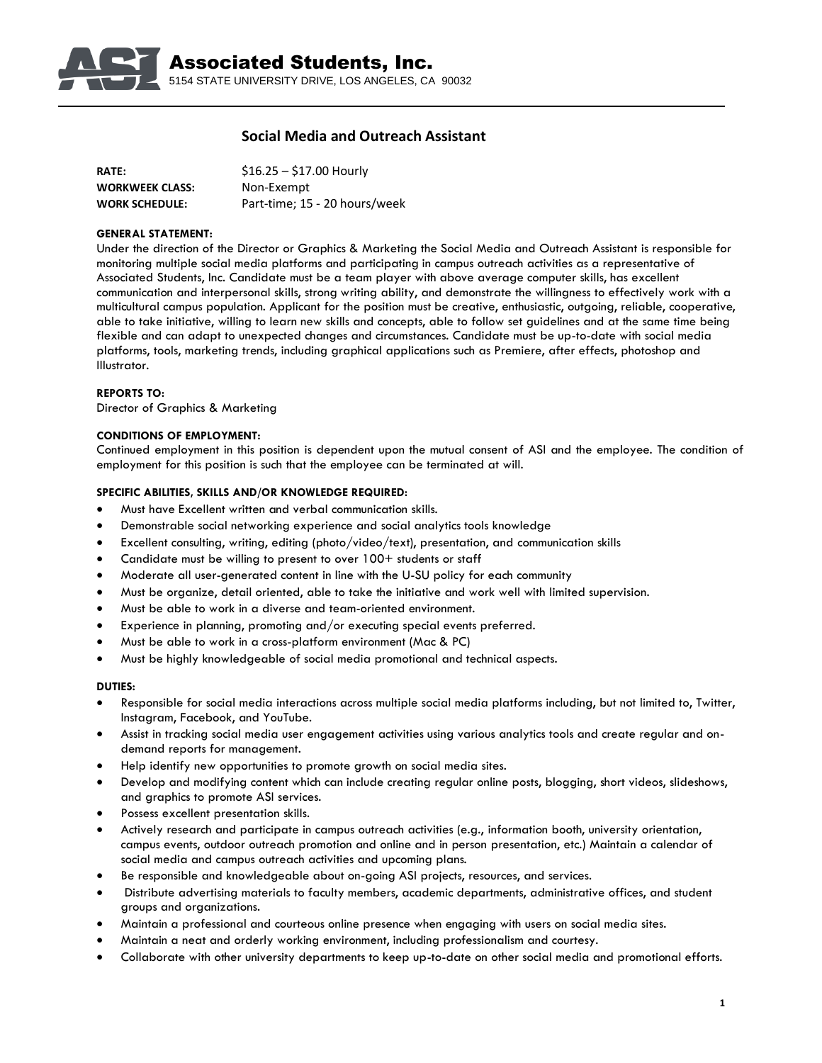# Associated Students, Inc.

5154 STATE UNIVERSITY DRIVE, LOS ANGELES, CA 90032

## Social Media and Outreach Assistant

**RATE:** $16.25 – $17.00 Hourly
**WORKWEEK CLASS:** Non-Exempt
**WORK SCHEDULE:** Part-time; 15 - 20 hours/week

**GENERAL STATEMENT:**
Under the direction of the Director or Graphics & Marketing the Social Media and Outreach Assistant is responsible for monitoring multiple social media platforms and participating in campus outreach activities as a representative of Associated Students, Inc. Candidate must be a team player with above average computer skills, has excellent communication and interpersonal skills, strong writing ability, and demonstrate the willingness to effectively work with a multicultural campus population. Applicant for the position must be creative, enthusiastic, outgoing, reliable, cooperative, able to take initiative, willing to learn new skills and concepts, able to follow set guidelines and at the same time being flexible and can adapt to unexpected changes and circumstances. Candidate must be up-to-date with social media platforms, tools, marketing trends, including graphical applications such as Premiere, after effects, photoshop and Illustrator.

**REPORTS TO:**
Director of Graphics & Marketing

**CONDITIONS OF EMPLOYMENT:**
Continued employment in this position is dependent upon the mutual consent of ASI and the employee. The condition of employment for this position is such that the employee can be terminated at will.

**SPECIFIC ABILITIES, SKILLS AND/OR KNOWLEDGE REQUIRED:**

- Must have Excellent written and verbal communication skills.
- Demonstrable social networking experience and social analytics tools knowledge
- Excellent consulting, writing, editing (photo/video/text), presentation, and communication skills
- Candidate must be willing to present to over 100+ students or staff
- Moderate all user-generated content in line with the U-SU policy for each community
- Must be organize, detail oriented, able to take the initiative and work well with limited supervision.
- Must be able to work in a diverse and team-oriented environment.
- Experience in planning, promoting and/or executing special events preferred.
- Must be able to work in a cross-platform environment (Mac & PC)
- Must be highly knowledgeable of social media promotional and technical aspects.

**DUTIES:**

- Responsible for social media interactions across multiple social media platforms including, but not limited to, Twitter, Instagram, Facebook, and YouTube.
- Assist in tracking social media user engagement activities using various analytics tools and create regular and on-demand reports for management.
- Help identify new opportunities to promote growth on social media sites.
- Develop and modifying content which can include creating regular online posts, blogging, short videos, slideshows, and graphics to promote ASI services.
- Possess excellent presentation skills.
- Actively research and participate in campus outreach activities (e.g., information booth, university orientation, campus events, outdoor outreach promotion and online and in person presentation, etc.) Maintain a calendar of social media and campus outreach activities and upcoming plans.
- Be responsible and knowledgeable about on-going ASI projects, resources, and services.
- Distribute advertising materials to faculty members, academic departments, administrative offices, and student groups and organizations.
- Maintain a professional and courteous online presence when engaging with users on social media sites.
- Maintain a neat and orderly working environment, including professionalism and courtesy.
- Collaborate with other university departments to keep up-to-date on other social media and promotional efforts.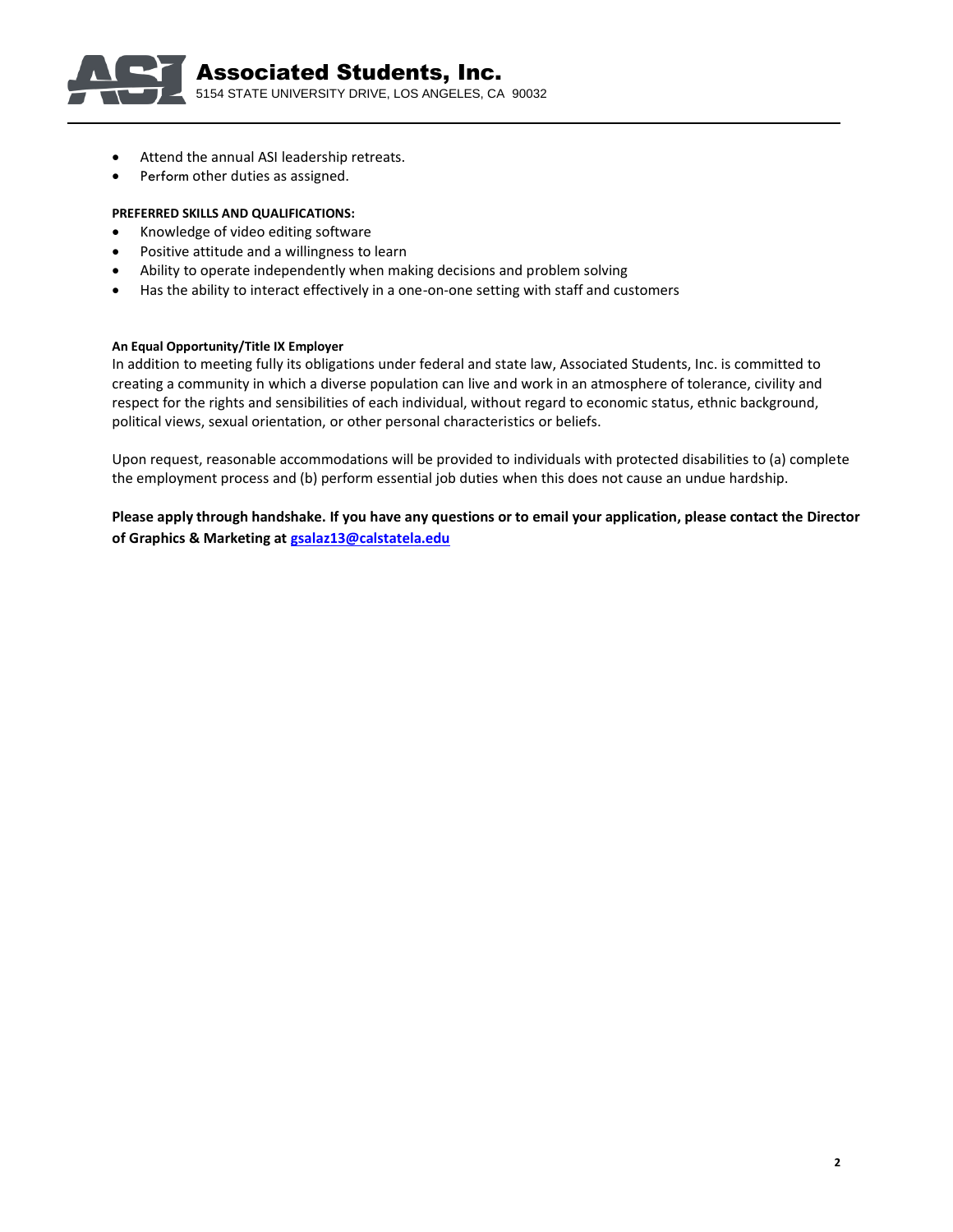- Attend the annual ASI leadership retreats.
- Perform other duties as assigned.

**PREFERRED SKILLS AND QUALIFICATIONS:**

- Knowledge of video editing software
- Positive attitude and a willingness to learn
- Ability to operate independently when making decisions and problem solving
- Has the ability to interact effectively in a one-on-one setting with staff and customers

**An Equal Opportunity/Title IX Employer**

In addition to meeting fully its obligations under federal and state law, Associated Students, Inc. is committed to creating a community in which a diverse population can live and work in an atmosphere of tolerance, civility and respect for the rights and sensibilities of each individual, without regard to economic status, ethnic background, political views, sexual orientation, or other personal characteristics or beliefs.

Upon request, reasonable accommodations will be provided to individuals with protected disabilities to (a) complete the employment process and (b) perform essential job duties when this does not cause an undue hardship.

**Please apply through handshake. If you have any questions or to email your application, please contact the Director of Graphics & Marketing at gsalaz13@calstatela.edu**